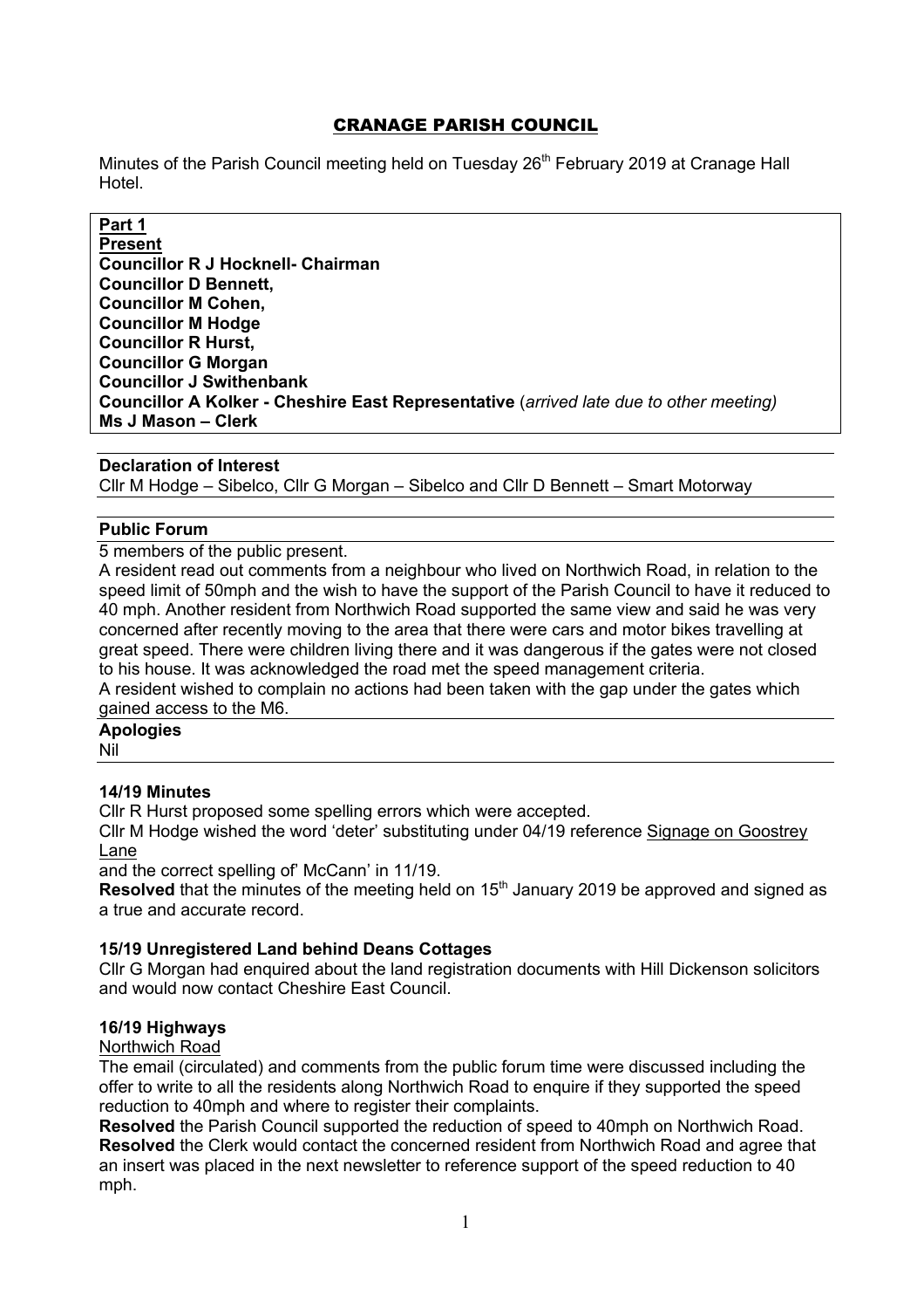# CRANAGE PARISH COUNCIL

Minutes of the Parish Council meeting held on Tuesday 26th February 2019 at Cranage Hall Hotel.

**Part 1**
**Present**
**Councillor R J Hocknell- Chairman**
**Councillor D Bennett,**
**Councillor M Cohen,**
**Councillor M Hodge**
**Councillor R Hurst,**
**Councillor G Morgan**
**Councillor J Swithenbank**
**Councillor A Kolker - Cheshire East Representative** (*arrived late due to other meeting)*
**Ms J Mason – Clerk**

**Declaration of Interest**
Cllr M Hodge – Sibelco, Cllr G Morgan – Sibelco and Cllr D Bennett – Smart Motorway

**Public Forum**
5 members of the public present.
A resident read out comments from a neighbour who lived on Northwich Road, in relation to the speed limit of 50mph and the wish to have the support of the Parish Council to have it reduced to 40 mph. Another resident from Northwich Road supported the same view and said he was very concerned after recently moving to the area that there were cars and motor bikes travelling at great speed. There were children living there and it was dangerous if the gates were not closed to his house. It was acknowledged the road met the speed management criteria.
A resident wished to complain no actions had been taken with the gap under the gates which gained access to the M6.

**Apologies**
Nil

**14/19 Minutes**
Cllr R Hurst proposed some spelling errors which were accepted.
Cllr M Hodge wished the word 'deter' substituting under 04/19 reference Signage on Goostrey Lane
and the correct spelling of' McCann' in 11/19.
**Resolved** that the minutes of the meeting held on 15th January 2019 be approved and signed as a true and accurate record.

**15/19 Unregistered Land behind Deans Cottages**
Cllr G Morgan had enquired about the land registration documents with Hill Dickenson solicitors and would now contact Cheshire East Council.

**16/19 Highways**
Northwich Road
The email (circulated) and comments from the public forum time were discussed including the offer to write to all the residents along Northwich Road to enquire if they supported the speed reduction to 40mph and where to register their complaints.
**Resolved** the Parish Council supported the reduction of speed to 40mph on Northwich Road.
**Resolved** the Clerk would contact the concerned resident from Northwich Road and agree that an insert was placed in the next newsletter to reference support of the speed reduction to 40 mph.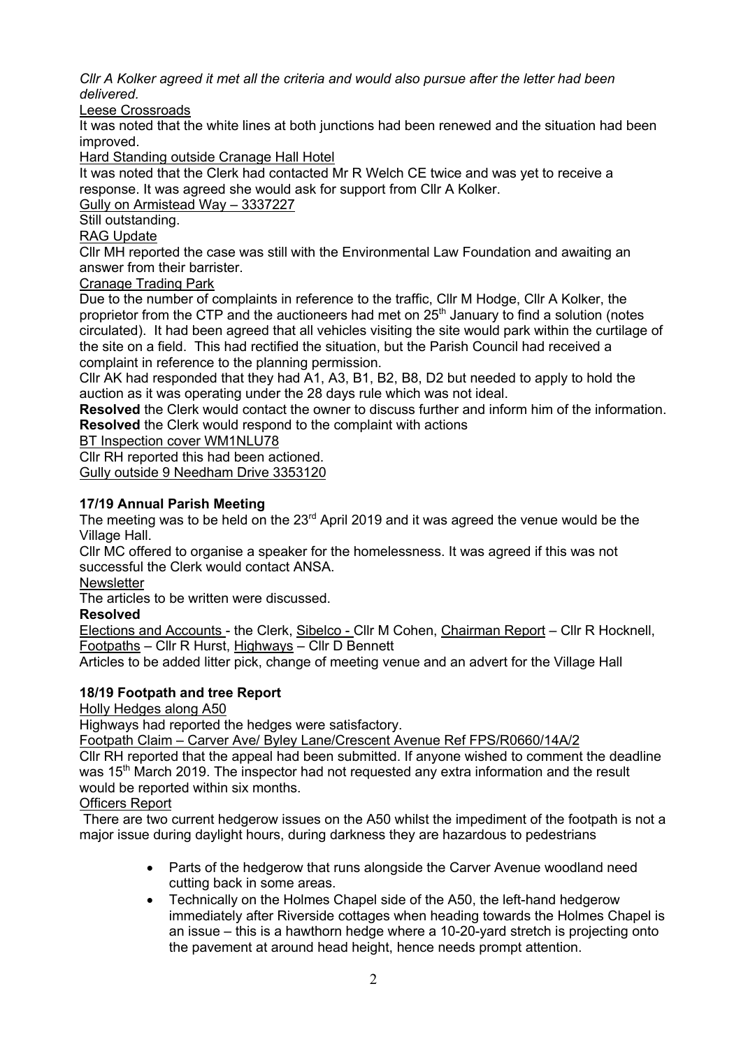*Cllr A Kolker agreed it met all the criteria and would also pursue after the letter had been delivered.*

Leese Crossroads

It was noted that the white lines at both junctions had been renewed and the situation had been improved.

Hard Standing outside Cranage Hall Hotel

It was noted that the Clerk had contacted Mr R Welch CE twice and was yet to receive a response. It was agreed she would ask for support from Cllr A Kolker.

Gully on Armistead Way – 3337227

Still outstanding.

RAG Update

Cllr MH reported the case was still with the Environmental Law Foundation and awaiting an answer from their barrister.

Cranage Trading Park

Due to the number of complaints in reference to the traffic, Cllr M Hodge, Cllr A Kolker, the proprietor from the CTP and the auctioneers had met on 25th January to find a solution (notes circulated). It had been agreed that all vehicles visiting the site would park within the curtilage of the site on a field. This had rectified the situation, but the Parish Council had received a complaint in reference to the planning permission.

Cllr AK had responded that they had A1, A3, B1, B2, B8, D2 but needed to apply to hold the auction as it was operating under the 28 days rule which was not ideal.

**Resolved** the Clerk would contact the owner to discuss further and inform him of the information.
**Resolved** the Clerk would respond to the complaint with actions

BT Inspection cover WM1NLU78

Cllr RH reported this had been actioned.

Gully outside 9 Needham Drive 3353120

### 17/19 Annual Parish Meeting

The meeting was to be held on the 23rd April 2019 and it was agreed the venue would be the Village Hall.

Cllr MC offered to organise a speaker for the homelessness. It was agreed if this was not successful the Clerk would contact ANSA.

Newsletter

The articles to be written were discussed.

**Resolved**

Elections and Accounts - the Clerk, Sibelco - Cllr M Cohen, Chairman Report – Cllr R Hocknell, Footpaths – Cllr R Hurst, Highways – Cllr D Bennett

Articles to be added litter pick, change of meeting venue and an advert for the Village Hall

### 18/19 Footpath and tree Report

Holly Hedges along A50

Highways had reported the hedges were satisfactory.

Footpath Claim – Carver Ave/ Byley Lane/Crescent Avenue Ref FPS/R0660/14A/2

Cllr RH reported that the appeal had been submitted. If anyone wished to comment the deadline was 15th March 2019. The inspector had not requested any extra information and the result would be reported within six months.

Officers Report

There are two current hedgerow issues on the A50 whilst the impediment of the footpath is not a major issue during daylight hours, during darkness they are hazardous to pedestrians

- Parts of the hedgerow that runs alongside the Carver Avenue woodland need cutting back in some areas.
- Technically on the Holmes Chapel side of the A50, the left-hand hedgerow immediately after Riverside cottages when heading towards the Holmes Chapel is an issue – this is a hawthorn hedge where a 10-20-yard stretch is projecting onto the pavement at around head height, hence needs prompt attention.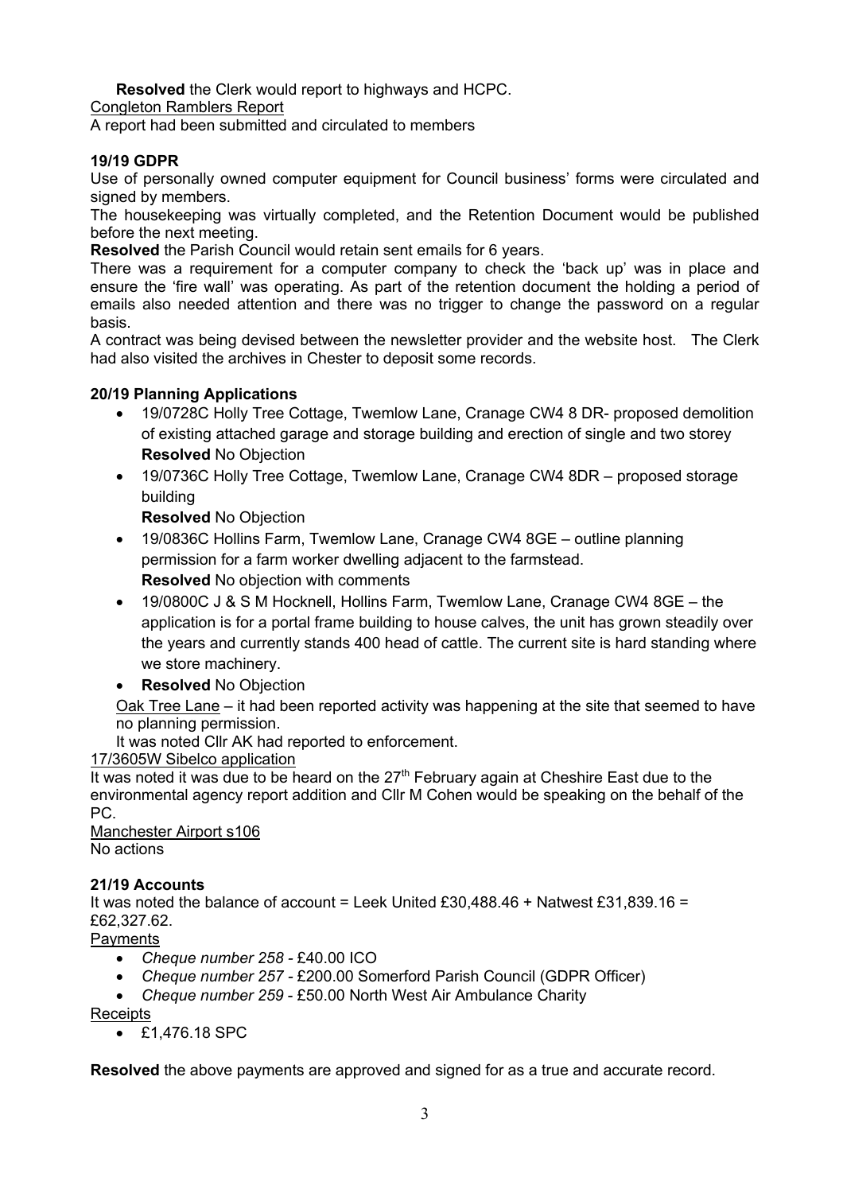**Resolved** the Clerk would report to highways and HCPC.

Congleton Ramblers Report

A report had been submitted and circulated to members

**19/19 GDPR**

Use of personally owned computer equipment for Council business' forms were circulated and signed by members.

The housekeeping was virtually completed, and the Retention Document would be published before the next meeting.

**Resolved** the Parish Council would retain sent emails for 6 years.

There was a requirement for a computer company to check the 'back up' was in place and ensure the 'fire wall' was operating. As part of the retention document the holding a period of emails also needed attention and there was no trigger to change the password on a regular basis.

A contract was being devised between the newsletter provider and the website host. The Clerk had also visited the archives in Chester to deposit some records.

**20/19 Planning Applications**

- 19/0728C Holly Tree Cottage, Twemlow Lane, Cranage CW4 8 DR- proposed demolition of existing attached garage and storage building and erection of single and two storey
  **Resolved** No Objection
- 19/0736C Holly Tree Cottage, Twemlow Lane, Cranage CW4 8DR – proposed storage building
  **Resolved** No Objection
- 19/0836C Hollins Farm, Twemlow Lane, Cranage CW4 8GE – outline planning permission for a farm worker dwelling adjacent to the farmstead.
  **Resolved** No objection with comments
- 19/0800C J & S M Hocknell, Hollins Farm, Twemlow Lane, Cranage CW4 8GE – the application is for a portal frame building to house calves, the unit has grown steadily over the years and currently stands 400 head of cattle. The current site is hard standing where we store machinery.
- **Resolved** No Objection

Oak Tree Lane – it had been reported activity was happening at the site that seemed to have no planning permission.

It was noted Cllr AK had reported to enforcement.

17/3605W Sibelco application

It was noted it was due to be heard on the 27th February again at Cheshire East due to the environmental agency report addition and Cllr M Cohen would be speaking on the behalf of the PC.

Manchester Airport s106

No actions

**21/19 Accounts**

It was noted the balance of account = Leek United £30,488.46 + Natwest £31,839.16 = £62,327.62.

Payments

- *Cheque number 258* - £40.00 ICO
- *Cheque number 257* - £200.00 Somerford Parish Council (GDPR Officer)
- *Cheque number 259* - £50.00 North West Air Ambulance Charity

Receipts

- £1,476.18 SPC

**Resolved** the above payments are approved and signed for as a true and accurate record.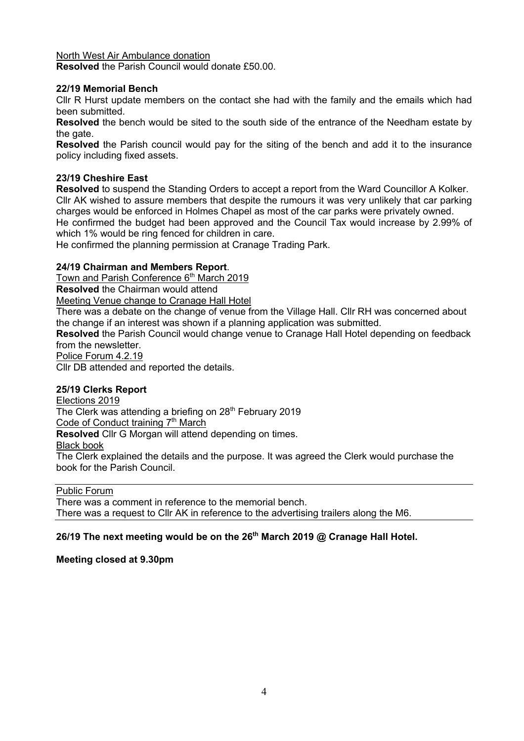North West Air Ambulance donation

**Resolved** the Parish Council would donate £50.00.

**22/19 Memorial Bench**

Cllr R Hurst update members on the contact she had with the family and the emails which had been submitted.

**Resolved** the bench would be sited to the south side of the entrance of the Needham estate by the gate.

**Resolved** the Parish council would pay for the siting of the bench and add it to the insurance policy including fixed assets.

**23/19 Cheshire East**

**Resolved** to suspend the Standing Orders to accept a report from the Ward Councillor A Kolker.

Cllr AK wished to assure members that despite the rumours it was very unlikely that car parking charges would be enforced in Holmes Chapel as most of the car parks were privately owned.

He confirmed the budget had been approved and the Council Tax would increase by 2.99% of which 1% would be ring fenced for children in care.

He confirmed the planning permission at Cranage Trading Park.

**24/19 Chairman and Members Report**.

Town and Parish Conference 6th March 2019

**Resolved** the Chairman would attend

Meeting Venue change to Cranage Hall Hotel

There was a debate on the change of venue from the Village Hall. Cllr RH was concerned about the change if an interest was shown if a planning application was submitted.

**Resolved** the Parish Council would change venue to Cranage Hall Hotel depending on feedback from the newsletter.

Police Forum 4.2.19

Cllr DB attended and reported the details.

**25/19 Clerks Report**

Elections 2019

The Clerk was attending a briefing on 28th February 2019

Code of Conduct training 7th March

**Resolved** Cllr G Morgan will attend depending on times.

Black book

The Clerk explained the details and the purpose. It was agreed the Clerk would purchase the book for the Parish Council.

---

Public Forum

There was a comment in reference to the memorial bench.

There was a request to Cllr AK in reference to the advertising trailers along the M6.

---

**26/19 The next meeting would be on the 26th March 2019 @ Cranage Hall Hotel.**

**Meeting closed at 9.30pm**